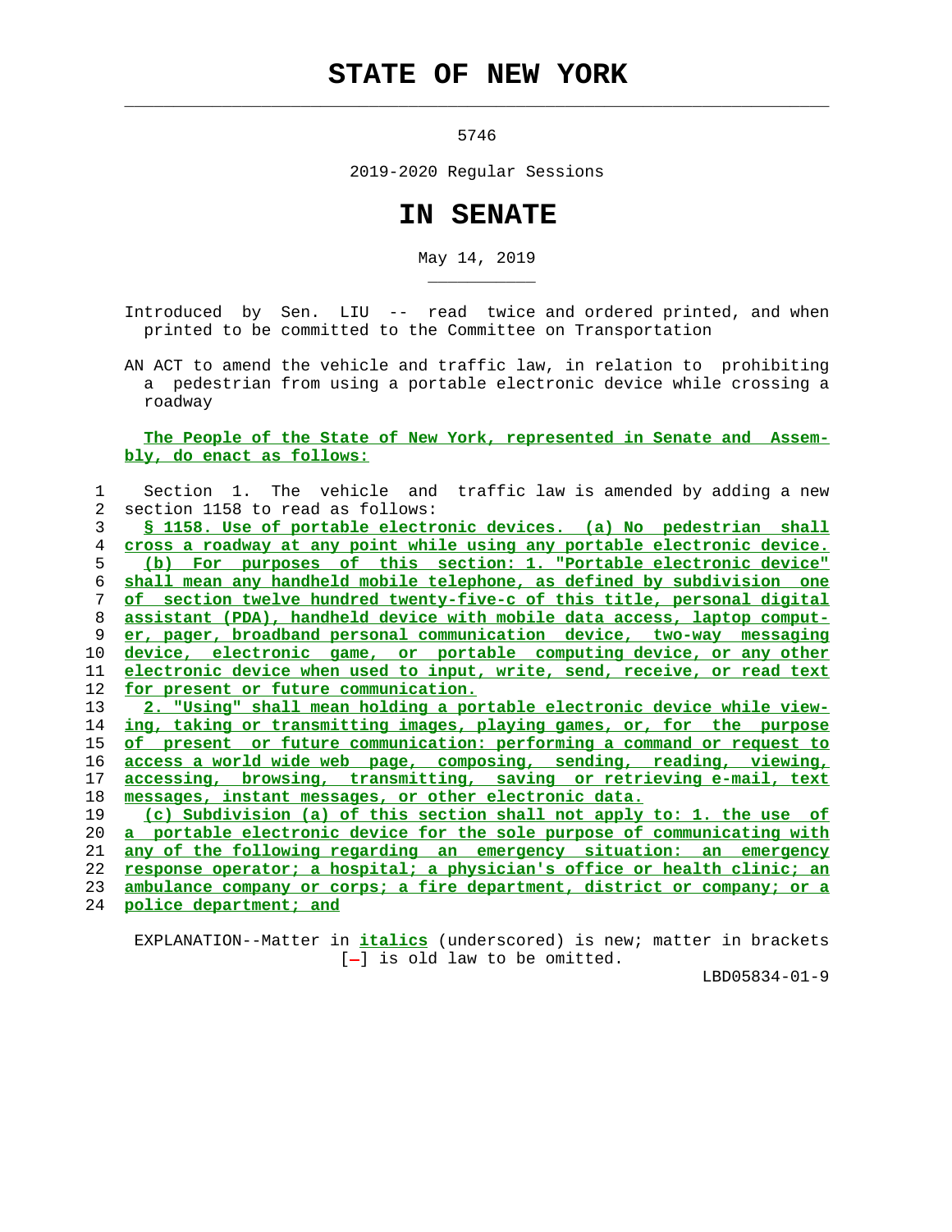# STATE OF NEW YORK

5746

2019-2020 Regular Sessions

# IN SENATE

May 14, 2019

Introduced by Sen. LIU -- read twice and ordered printed, and when printed to be committed to the Committee on Transportation

AN ACT to amend the vehicle and traffic law, in relation to prohibiting a pedestrian from using a portable electronic device while crossing a roadway

**The People of the State of New York, represented in Senate and Assembly, do enact as follows:**

Section 1. The vehicle and traffic law is amended by adding a new section 1158 to read as follows:

**§ 1158. Use of portable electronic devices. (a) No pedestrian shall cross a roadway at any point while using any portable electronic device.**

**(b) For purposes of this section: 1. "Portable electronic device" shall mean any handheld mobile telephone, as defined by subdivision one of section twelve hundred twenty-five-c of this title, personal digital assistant (PDA), handheld device with mobile data access, laptop computer, pager, broadband personal communication device, two-way messaging device, electronic game, or portable computing device, or any other electronic device when used to input, write, send, receive, or read text for present or future communication.**

**2. "Using" shall mean holding a portable electronic device while viewing, taking or transmitting images, playing games, or, for the purpose of present or future communication: performing a command or request to access a world wide web page, composing, sending, reading, viewing, accessing, browsing, transmitting, saving or retrieving e-mail, text messages, instant messages, or other electronic data.**

**(c) Subdivision (a) of this section shall not apply to: 1. the use of a portable electronic device for the sole purpose of communicating with any of the following regarding an emergency situation: an emergency response operator; a hospital; a physician's office or health clinic; an ambulance company or corps; a fire department, district or company; or a police department; and**

EXPLANATION--Matter in ***italics*** (underscored) is new; matter in brackets [-] is old law to be omitted.

LBD05834-01-9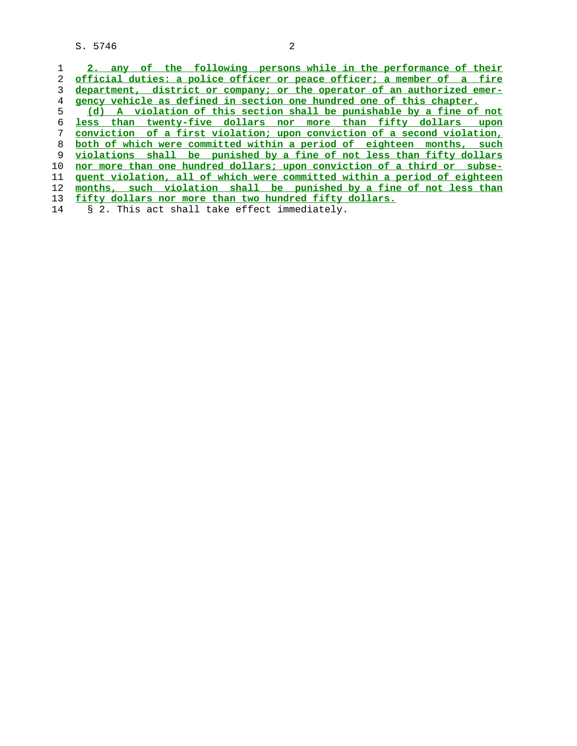2. any of the following persons while in the performance of their official duties: a police officer or peace officer; a member of a fire department, district or company; or the operator of an authorized emergency vehicle as defined in section one hundred one of this chapter.

(d) A violation of this section shall be punishable by a fine of not less than twenty-five dollars nor more than fifty dollars upon conviction of a first violation; upon conviction of a second violation, both of which were committed within a period of eighteen months, such violations shall be punished by a fine of not less than fifty dollars nor more than one hundred dollars; upon conviction of a third or subsequent violation, all of which were committed within a period of eighteen months, such violation shall be punished by a fine of not less than fifty dollars nor more than two hundred fifty dollars.

§ 2. This act shall take effect immediately.